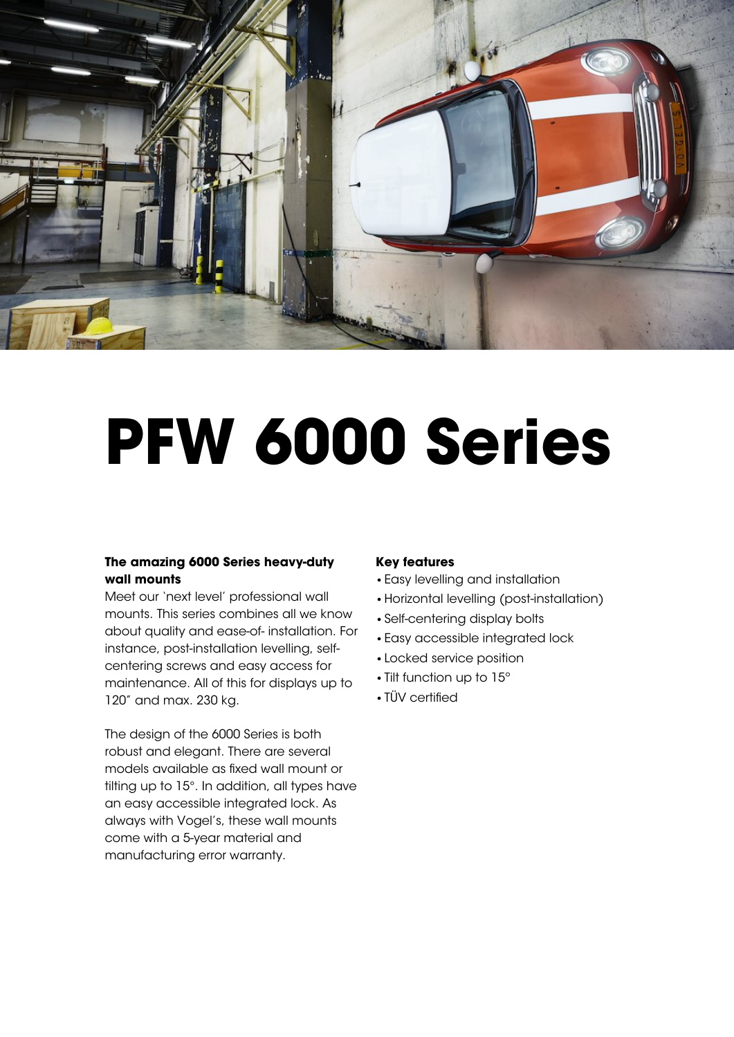# PFW 6000 Series

**The amazing 6000 Series heavy-duty wall mounts**

Meet our 'next level' professional wall mounts. This series combines all we know about quality and ease-of- installation. For instance, post-installation levelling, self-centering screws and easy access for maintenance. All of this for displays up to 120" and max. 230 kg.

The design of the 6000 Series is both robust and elegant. There are several models available as fixed wall mount or tilting up to 15°. In addition, all types have an easy accessible integrated lock. As always with Vogel's, these wall mounts come with a 5-year material and manufacturing error warranty.

**Key features**

- Easy levelling and installation
- Horizontal levelling (post-installation)
- Self-centering display bolts
- Easy accessible integrated lock
- Locked service position
- Tilt function up to 15°
- TÜV certified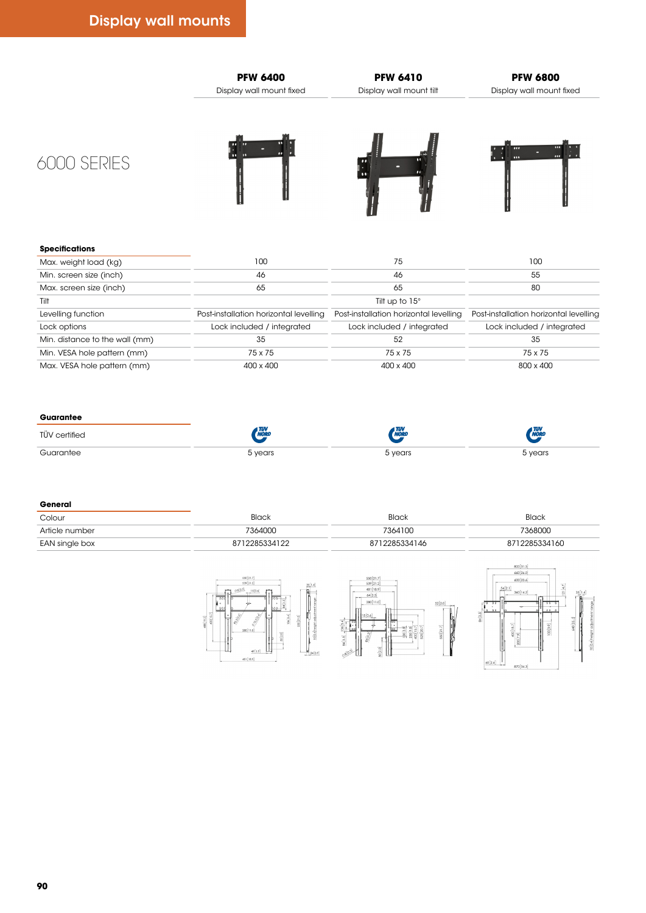# Display wall mounts

## 6000 SERIES

| | PFW 6400 | PFW 6410 | PFW 6800 |
|---|---|---|---|
| | Display wall mount fixed | Display wall mount tilt | Display wall mount fixed |

| **Specifications** | | | |
|---|---|---|---|
| Max. weight load (kg) | 100 | 75 | 100 |
| Min. screen size (inch) | 46 | 46 | 55 |
| Max. screen size (inch) | 65 | 65 | 80 |
| Tilt | | Tilt up to 15° | |
| Levelling function | Post-installation horizontal levelling | Post-installation horizontal levelling | Post-installation horizontal levelling |
| Lock options | Lock included / integrated | Lock included / integrated | Lock included / integrated |
| Min. distance to the wall (mm) | 35 | 52 | 35 |
| Min. VESA hole pattern (mm) | 75 x 75 | 75 x 75 | 75 x 75 |
| Max. VESA hole pattern (mm) | 400 x 400 | 400 x 400 | 800 x 400 |

| **Guarantee** | | | |
|---|---|---|---|
| TÜV certified | TÜV NORD | TÜV NORD | TÜV NORD |
| Guarantee | 5 years | 5 years | 5 years |

| **General** | | | |
|---|---|---|---|
| Colour | Black | Black | Black |
| Article number | 7364000 | 7364100 | 7368000 |
| EAN single box | 8712285334122 | 8712285334146 | 8712285334160 |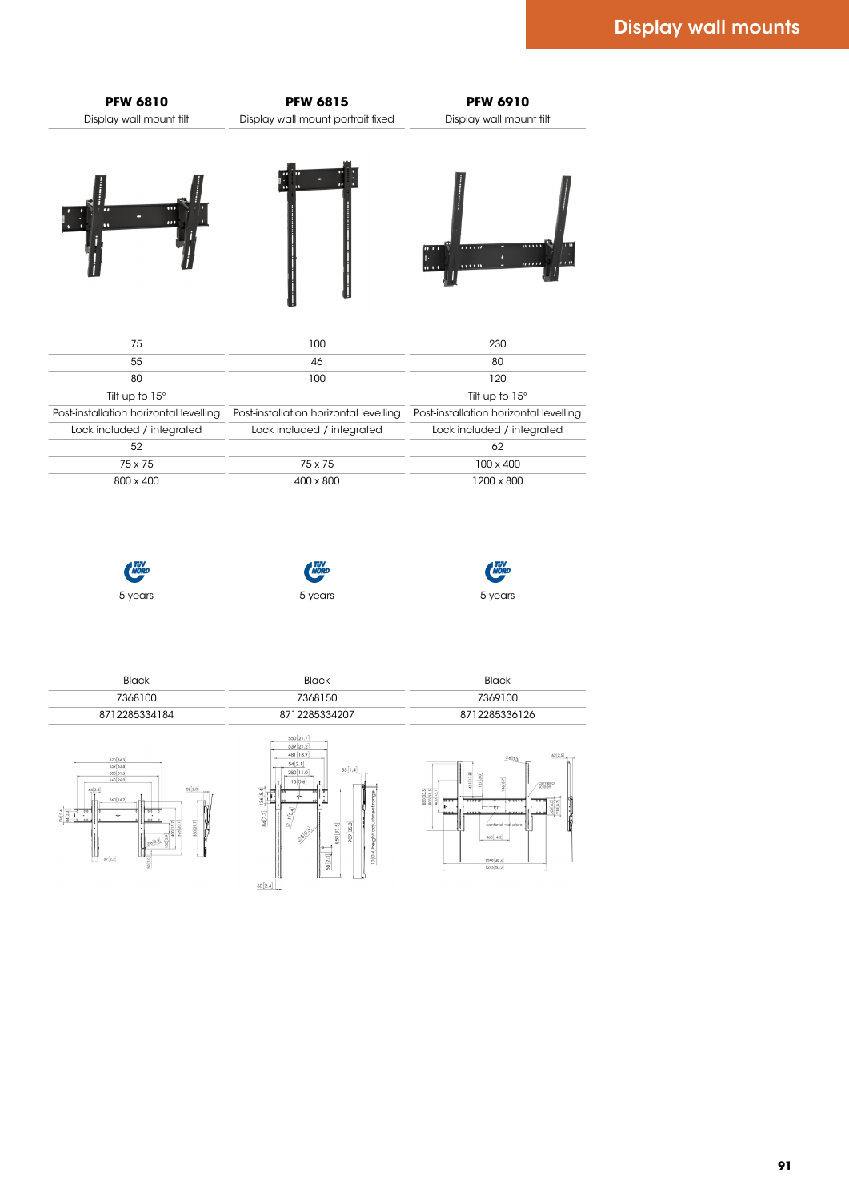| PFW 6810 | PFW 6815 | PFW 6910 |
|---|---|---|
| Display wall mount tilt | Display wall mount portrait fixed | Display wall mount tilt |
| 75 | 100 | 230 |
| 55 | 46 | 80 |
| 80 | 100 | 120 |
| Tilt up to 15° | | Tilt up to 15° |
| Post-installation horizontal levelling | Post-installation horizontal levelling | Post-installation horizontal levelling |
| Lock included / integrated | Lock included / integrated | Lock included / integrated |
| 52 | | 62 |
| 75 x 75 | 75 x 75 | 100 x 400 |
| 800 x 400 | 400 x 800 | 1200 x 800 |
| TÜV NORD | TÜV NORD | TÜV NORD |
| 5 years | 5 years | 5 years |
| Black | Black | Black |
| 7368100 | 7368150 | 7369100 |
| 8712285334184 | 8712285334207 | 8712285336126 |